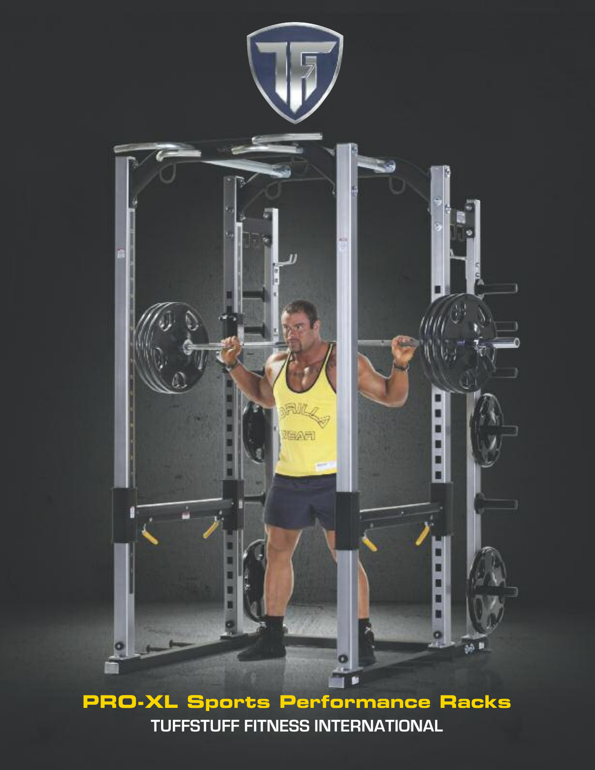# PRO-XL Sports Performance Racks

TUFFSTUFF FITNESS INTERNATIONAL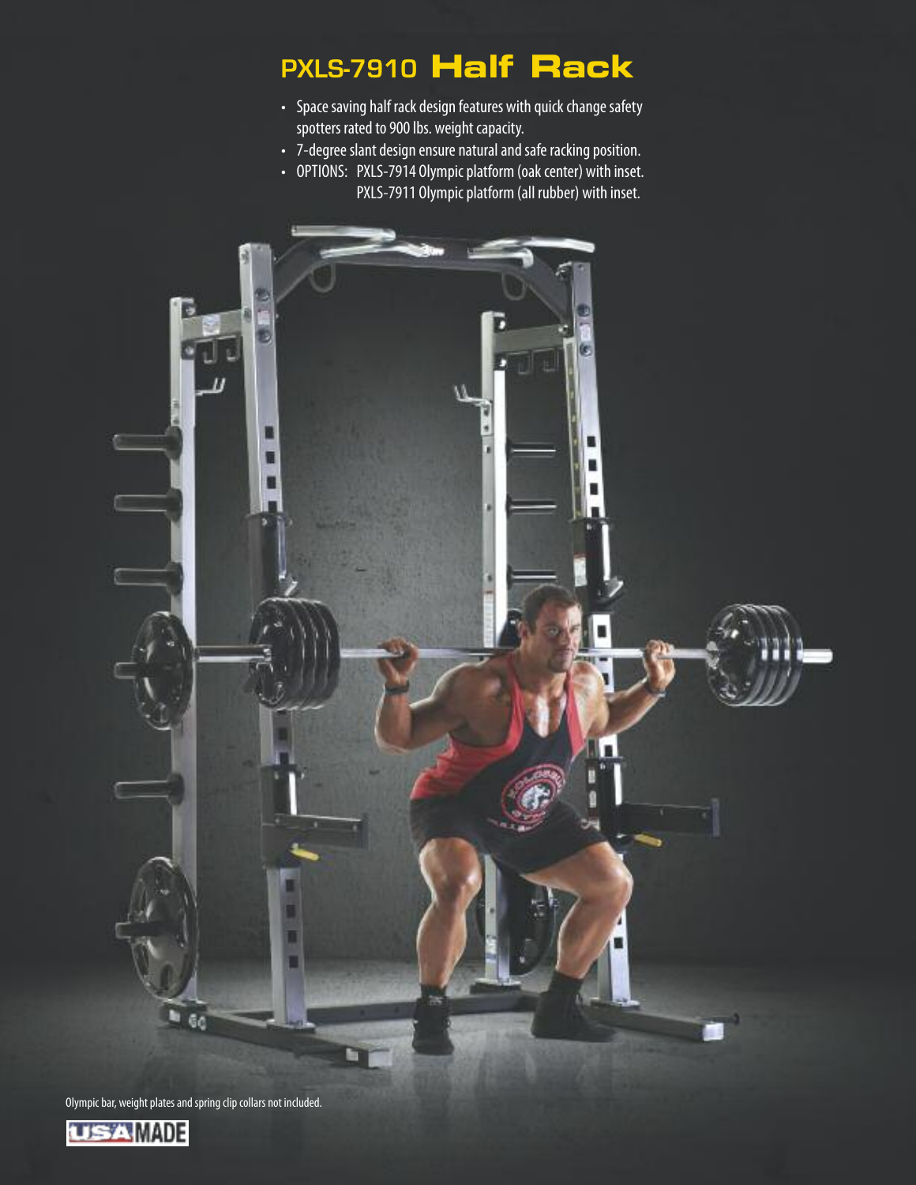# PXLS-7910 Half Rack

- Space saving half rack design features with quick change safety spotters rated to 900 lbs. weight capacity.
- 7-degree slant design ensure natural and safe racking position.
- OPTIONS: PXLS-7914 Olympic platform (oak center) with inset.
  PXLS-7911 Olympic platform (all rubber) with inset.

Olympic bar, weight plates and spring clip collars not included.

USA MADE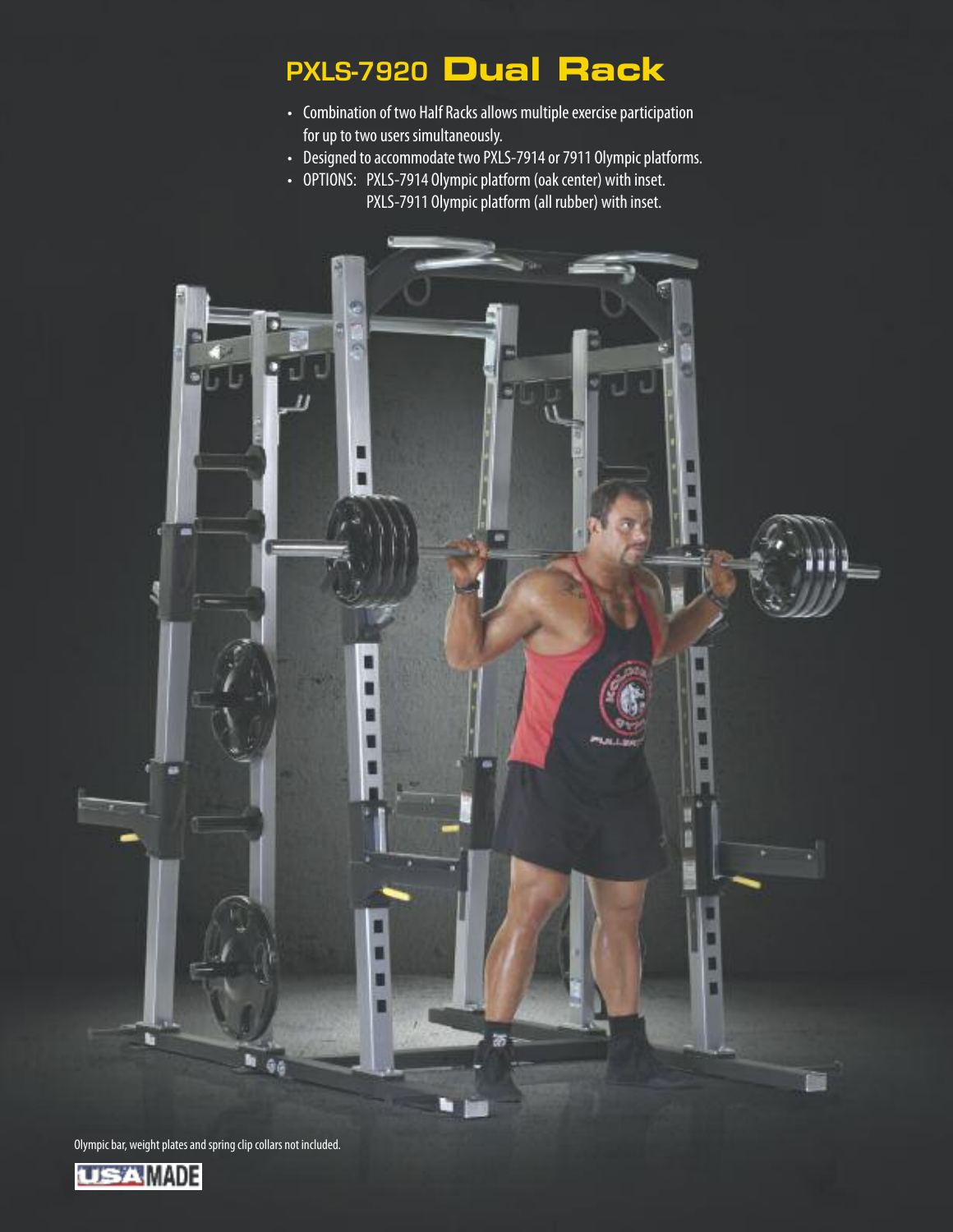# PXLS-7920 Dual Rack

- Combination of two Half Racks allows multiple exercise participation for up to two users simultaneously.
- Designed to accommodate two PXLS-7914 or 7911 Olympic platforms.
- OPTIONS: PXLS-7914 Olympic platform (oak center) with inset.
  PXLS-7911 Olympic platform (all rubber) with inset.

Olympic bar, weight plates and spring clip collars not included.

USA MADE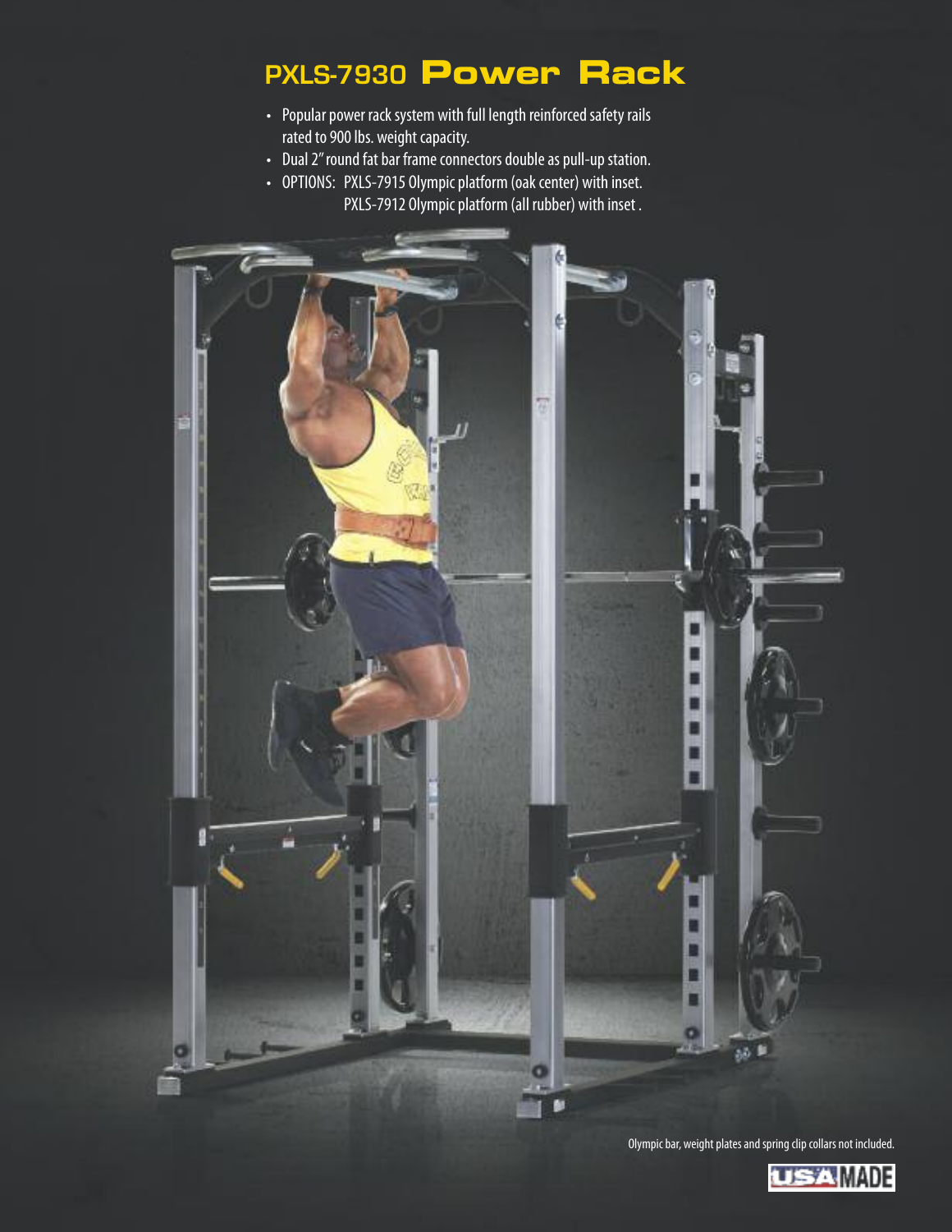# PXLS-7930 **Power Rack**

- Popular power rack system with full length reinforced safety rails rated to 900 lbs. weight capacity.
- Dual 2" round fat bar frame connectors double as pull-up station.
- OPTIONS: PXLS-7915 Olympic platform (oak center) with inset.
  PXLS-7912 Olympic platform (all rubber) with inset .

Olympic bar, weight plates and spring clip collars not included.

USA MADE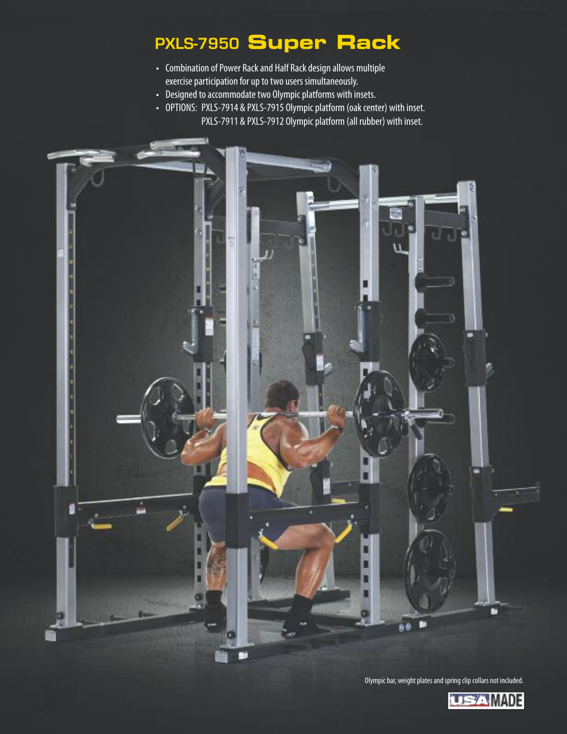# PXLS-7950 Super Rack

- Combination of Power Rack and Half Rack design allows multiple exercise participation for up to two users simultaneously.
- Designed to accommodate two Olympic platforms with insets.
- OPTIONS: PXLS-7914 & PXLS-7915 Olympic platform (oak center) with inset.
  PXLS-7911 & PXLS-7912 Olympic platform (all rubber) with inset.

Olympic bar, weight plates and spring clip collars not included.

USA MADE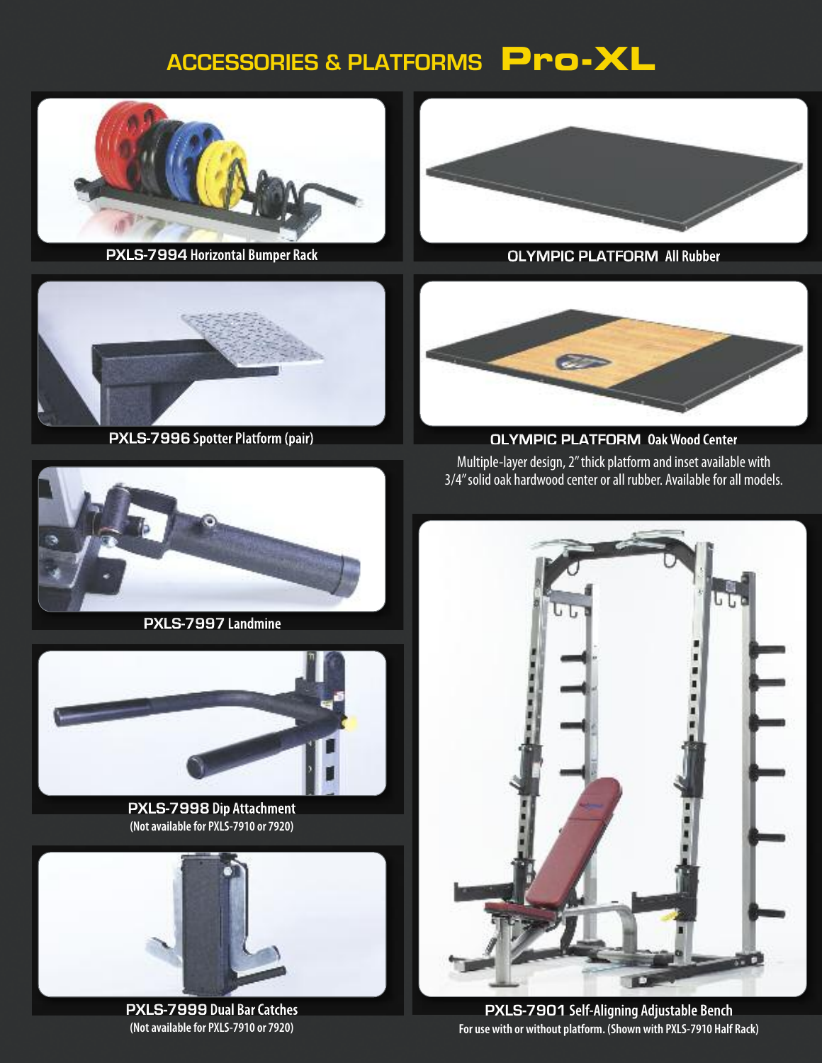# ACCESSORIES & PLATFORMS Pro-XL

**PXLS-7994** Horizontal Bumper Rack

**OLYMPIC PLATFORM** All Rubber

**PXLS-7996** Spotter Platform (pair)

**OLYMPIC PLATFORM** Oak Wood Center

Multiple-layer design, 2" thick platform and inset available with 3/4" solid oak hardwood center or all rubber. Available for all models.

**PXLS-7997** Landmine

**PXLS-7998** Dip Attachment
(Not available for PXLS-7910 or 7920)

**PXLS-7999** Dual Bar Catches
(Not available for PXLS-7910 or 7920)

**PXLS-7901** Self-Aligning Adjustable Bench
For use with or without platform. (Shown with PXLS-7910 Half Rack)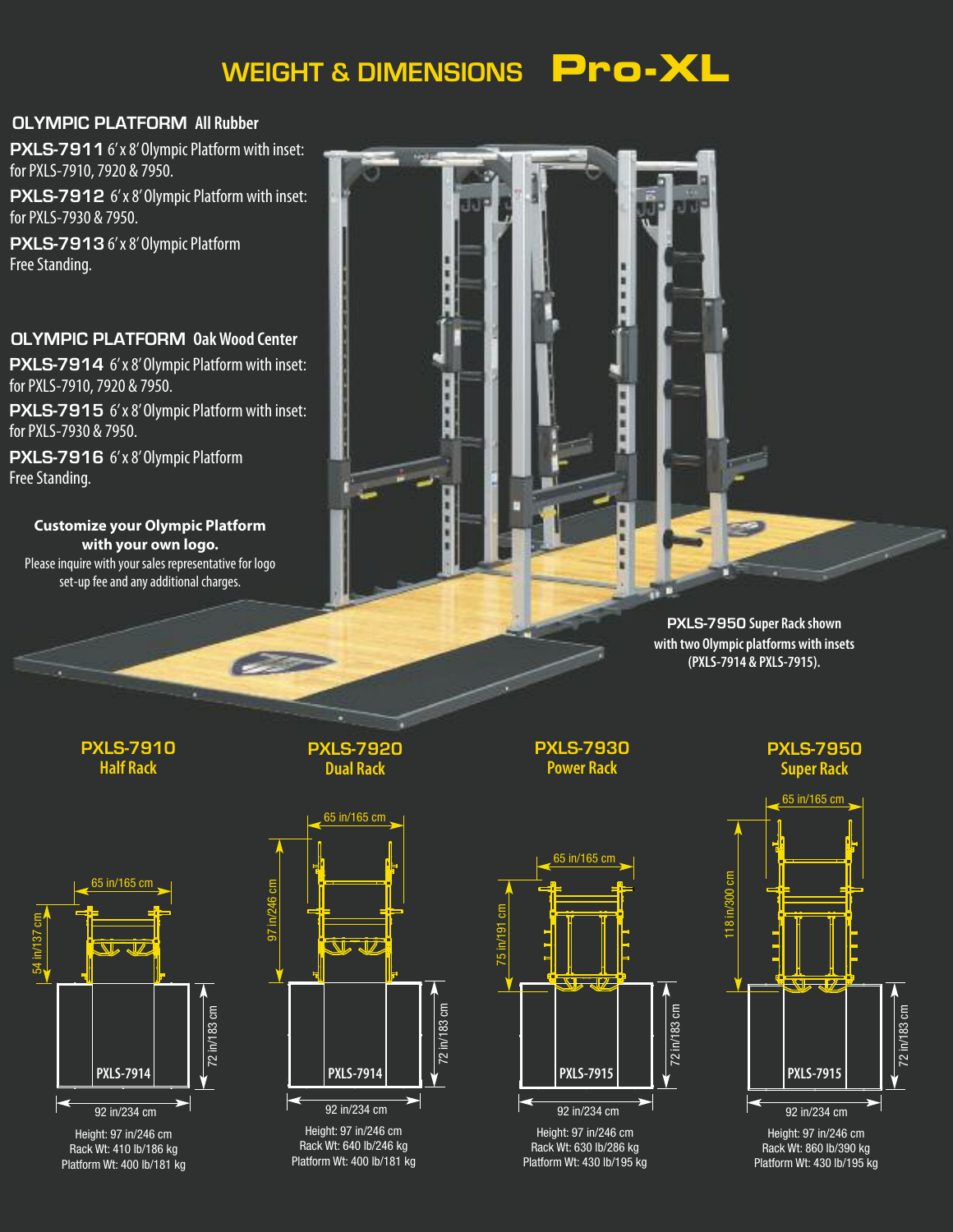# WEIGHT & DIMENSIONS Pro-XL

## OLYMPIC PLATFORM All Rubber

**PXLS-7911** 6′ x 8′ Olympic Platform with inset: for PXLS-7910, 7920 & 7950.

**PXLS-7912** 6′ x 8′ Olympic Platform with inset: for PXLS-7930 & 7950.

**PXLS-7913** 6′ x 8′ Olympic Platform Free Standing.

## OLYMPIC PLATFORM Oak Wood Center

**PXLS-7914** 6′ x 8′ Olympic Platform with inset: for PXLS-7910, 7920 & 7950.

**PXLS-7915** 6′ x 8′ Olympic Platform with inset: for PXLS-7930 & 7950.

**PXLS-7916** 6′ x 8′ Olympic Platform Free Standing.

**Customize your Olympic Platform with your own logo.**
Please inquire with your sales representative for logo set-up fee and any additional charges.

**PXLS-7950** Super Rack shown with two Olympic platforms with insets (PXLS-7914 & PXLS-7915).

### PXLS-7910 Half Rack

65 in/165 cm
54 in/137 cm
72 in/183 cm
PXLS-7914
92 in/234 cm

Height: 97 in/246 cm
Rack Wt: 410 lb/186 kg
Platform Wt: 400 lb/181 kg

### PXLS-7920 Dual Rack

65 in/165 cm
97 in/246 cm
72 in/183 cm
PXLS-7914
92 in/234 cm

Height: 97 in/246 cm
Rack Wt: 640 lb/246 kg
Platform Wt: 400 lb/181 kg

### PXLS-7930 Power Rack

65 in/165 cm
75 in/191 cm
72 in/183 cm
PXLS-7915
92 in/234 cm

Height: 97 in/246 cm
Rack Wt: 630 lb/286 kg
Platform Wt: 430 lb/195 kg

### PXLS-7950 Super Rack

65 in/165 cm
118 in/300 cm
72 in/183 cm
PXLS-7915
92 in/234 cm

Height: 97 in/246 cm
Rack Wt: 860 lb/390 kg
Platform Wt: 430 lb/195 kg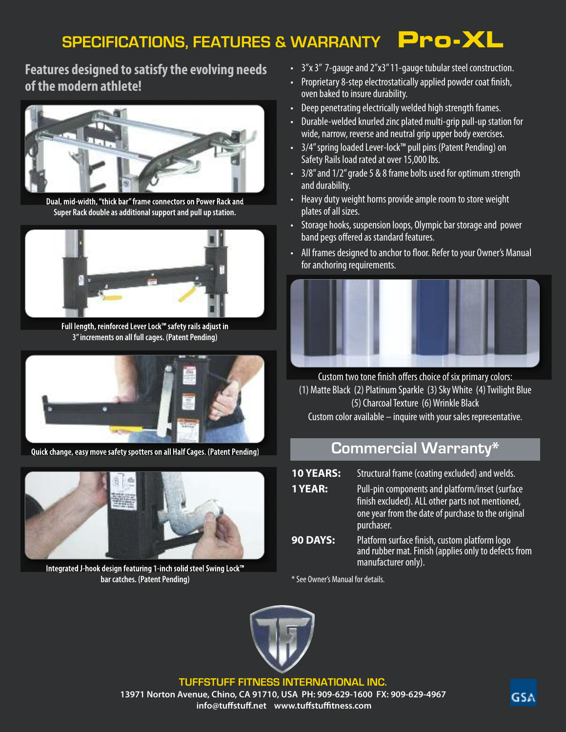# SPECIFICATIONS, FEATURES & WARRANTY Pro-XL

## Features designed to satisfy the evolving needs of the modern athlete!

Dual, mid-width, "thick bar" frame connectors on Power Rack and Super Rack double as additional support and pull up station.

Full length, reinforced Lever Lock™ safety rails adjust in 3" increments on all full cages. (Patent Pending)

Quick change, easy move safety spotters on all Half Cages. (Patent Pending)

Integrated J-hook design featuring 1-inch solid steel Swing Lock™ bar catches. (Patent Pending)

- 3"x 3" 7-gauge and 2"x3" 11-gauge tubular steel construction.
- Proprietary 8-step electrostatically applied powder coat finish, oven baked to insure durability.
- Deep penetrating electrically welded high strength frames.
- Durable-welded knurled zinc plated multi-grip pull-up station for wide, narrow, reverse and neutral grip upper body exercises.
- 3/4" spring loaded Lever-lock™ pull pins (Patent Pending) on Safety Rails load rated at over 15,000 lbs.
- 3/8" and 1/2" grade 5 & 8 frame bolts used for optimum strength and durability.
- Heavy duty weight horns provide ample room to store weight plates of all sizes.
- Storage hooks, suspension loops, Olympic bar storage and power band pegs offered as standard features.
- All frames designed to anchor to floor. Refer to your Owner's Manual for anchoring requirements.

Custom two tone finish offers choice of six primary colors:
(1) Matte Black (2) Platinum Sparkle (3) Sky White (4) Twilight Blue
(5) Charcoal Texture (6) Wrinkle Black
Custom color available – inquire with your sales representative.

## Commercial Warranty*

**10 YEARS:** Structural frame (coating excluded) and welds.

**1 YEAR:** Pull-pin components and platform/inset (surface finish excluded). ALL other parts not mentioned, one year from the date of purchase to the original purchaser.

**90 DAYS:** Platform surface finish, custom platform logo and rubber mat. Finish (applies only to defects from manufacturer only).

\* See Owner's Manual for details.

**TUFFSTUFF FITNESS INTERNATIONAL INC.**
13971 Norton Avenue, Chino, CA 91710, USA PH: 909-629-1600 FX: 909-629-4967
info@tuffstuff.net www.tuffstuffitness.com

GSA